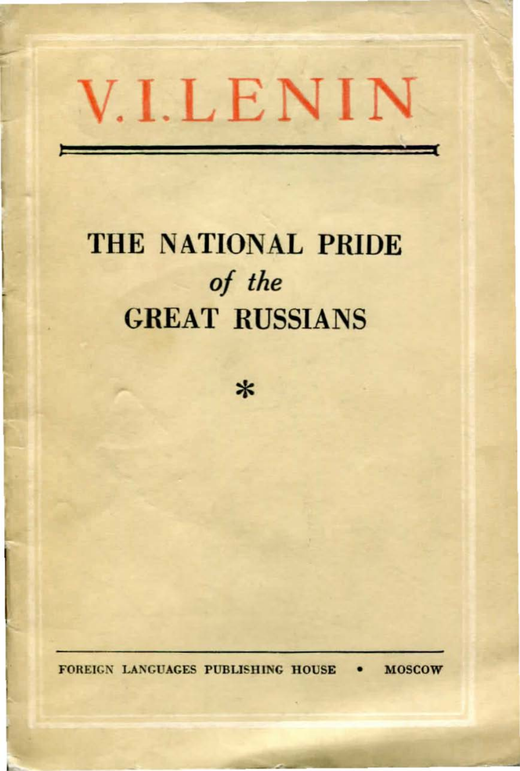# V. I. LENIN

---

# THE NATIONAL PRIDE
## *of the*
# GREAT RUSSIANS

*

---

FOREIGN LANGUAGES PUBLISHING HOUSE • MOSCOW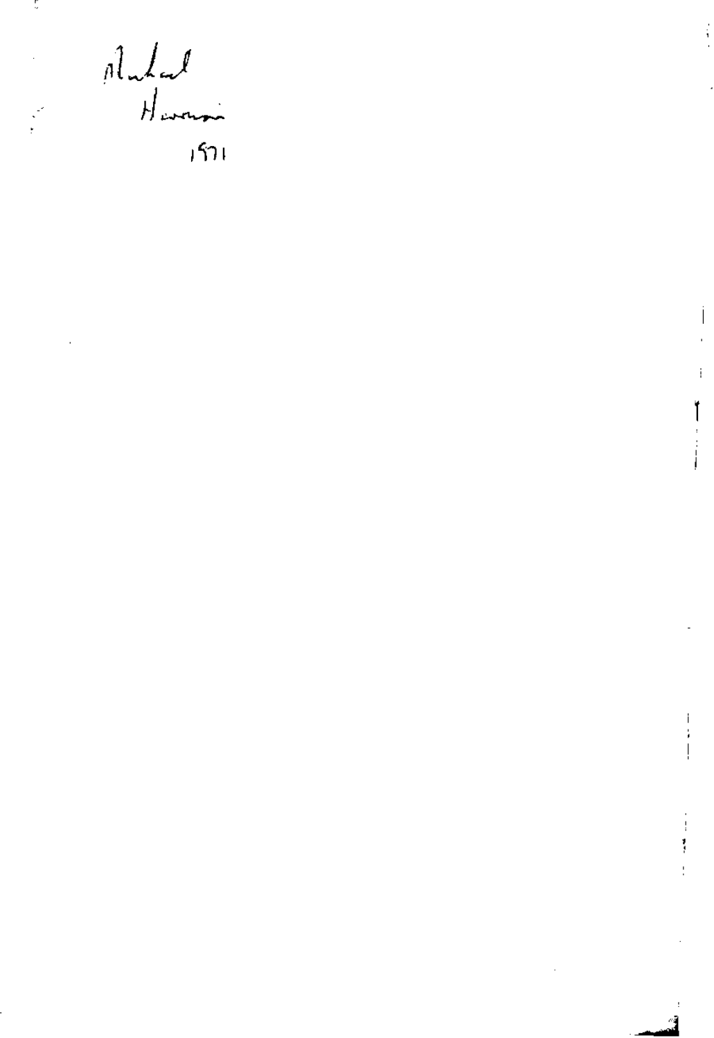Michael
Harrison

1971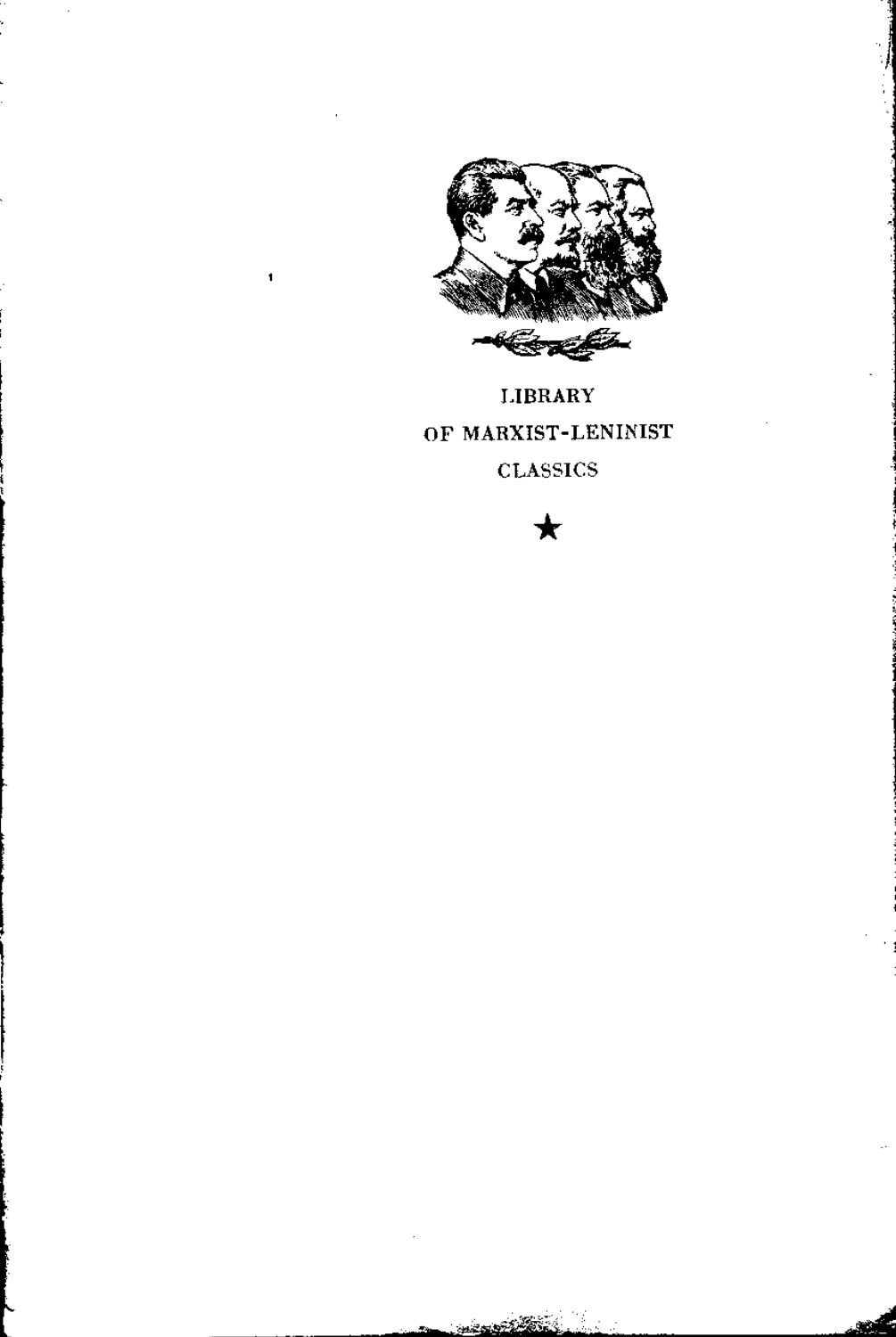LIBRARY

OF MARXIST-LENINIST

CLASSICS

★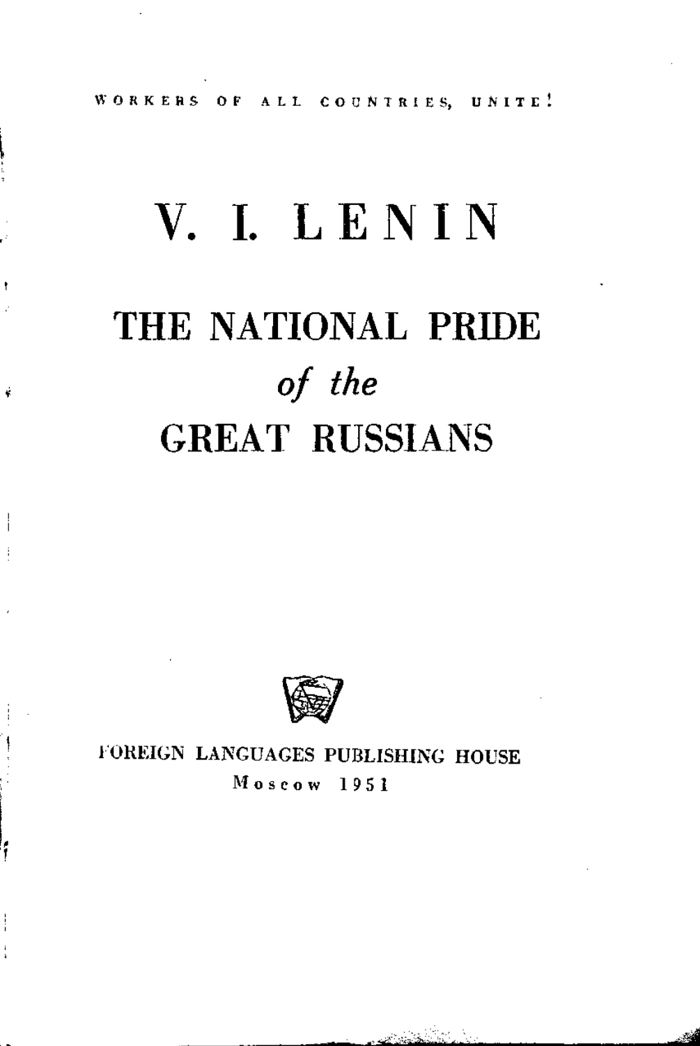WORKERS OF ALL COUNTRIES, UNITE!

# V. I. LENIN

# THE NATIONAL PRIDE
## *of the*
# GREAT RUSSIANS

FOREIGN LANGUAGES PUBLISHING HOUSE
Moscow 1951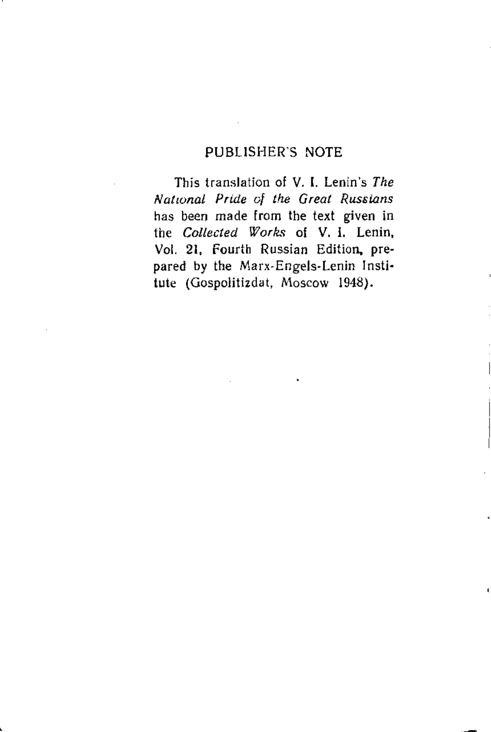## PUBLISHER'S NOTE

This translation of V. I. Lenin's *The National Pride of the Great Russians* has been made from the text given in the *Collected Works* of V. I. Lenin, Vol. 21, Fourth Russian Edition, prepared by the Marx-Engels-Lenin Institute (Gospolitizdat, Moscow 1948).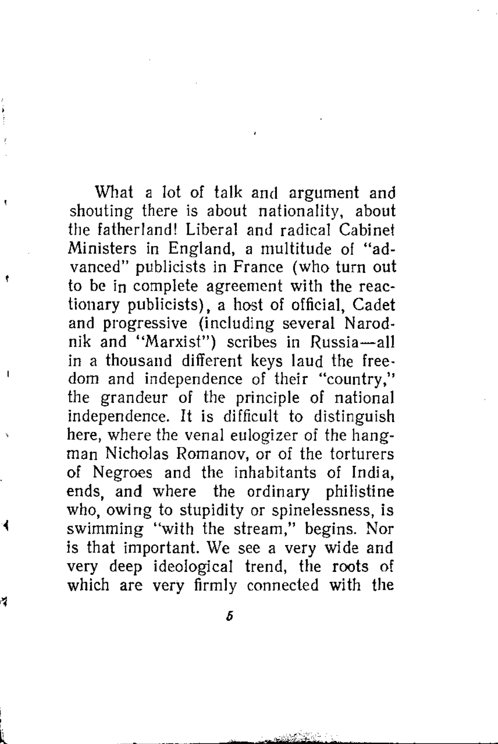What a lot of talk and argument and shouting there is about nationality, about the fatherland! Liberal and radical Cabinet Ministers in England, a multitude of "advanced" publicists in France (who turn out to be in complete agreement with the reactionary publicists), a host of official, Cadet and progressive (including several Narodnik and "Marxist") scribes in Russia—all in a thousand different keys laud the freedom and independence of their "country," the grandeur of the principle of national independence. It is difficult to distinguish here, where the venal eulogizer of the hangman Nicholas Romanov, or of the torturers of Negroes and the inhabitants of India, ends, and where the ordinary philistine who, owing to stupidity or spinelessness, is swimming "with the stream," begins. Nor is that important. We see a very wide and very deep ideological trend, the roots of which are very firmly connected with the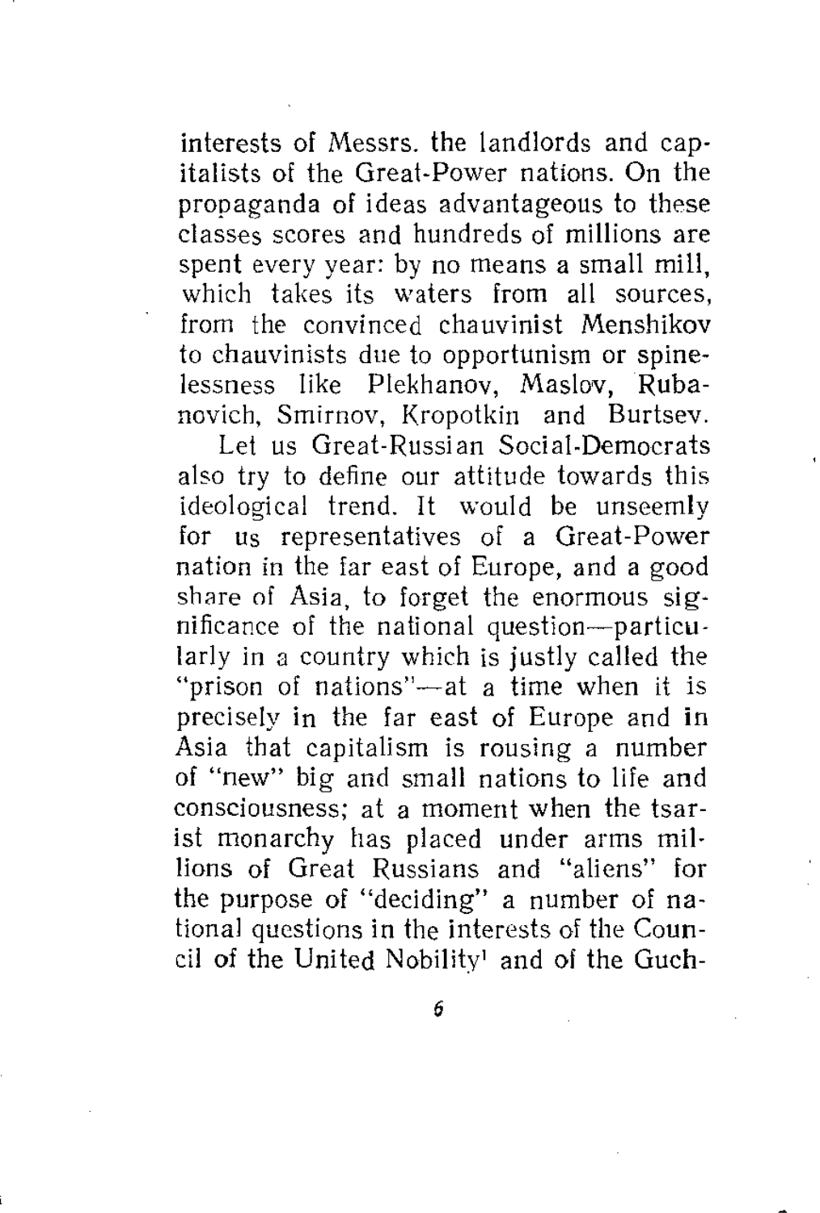interests of Messrs. the landlords and capitalists of the Great-Power nations. On the propaganda of ideas advantageous to these classes scores and hundreds of millions are spent every year: by no means a small mill, which takes its waters from all sources, from the convinced chauvinist Menshikov to chauvinists due to opportunism or spinelessness like Plekhanov, Maslov, Rubanovich, Smirnov, Kropotkin and Burtsev.

Let us Great-Russian Social-Democrats also try to define our attitude towards this ideological trend. It would be unseemly for us representatives of a Great-Power nation in the far east of Europe, and a good share of Asia, to forget the enormous significance of the national question—particularly in a country which is justly called the "prison of nations"—at a time when it is precisely in the far east of Europe and in Asia that capitalism is rousing a number of "new" big and small nations to life and consciousness; at a moment when the tsarist monarchy has placed under arms millions of Great Russians and "aliens" for the purpose of "deciding" a number of national questions in the interests of the Council of the United Nobility[1] and of the Guch-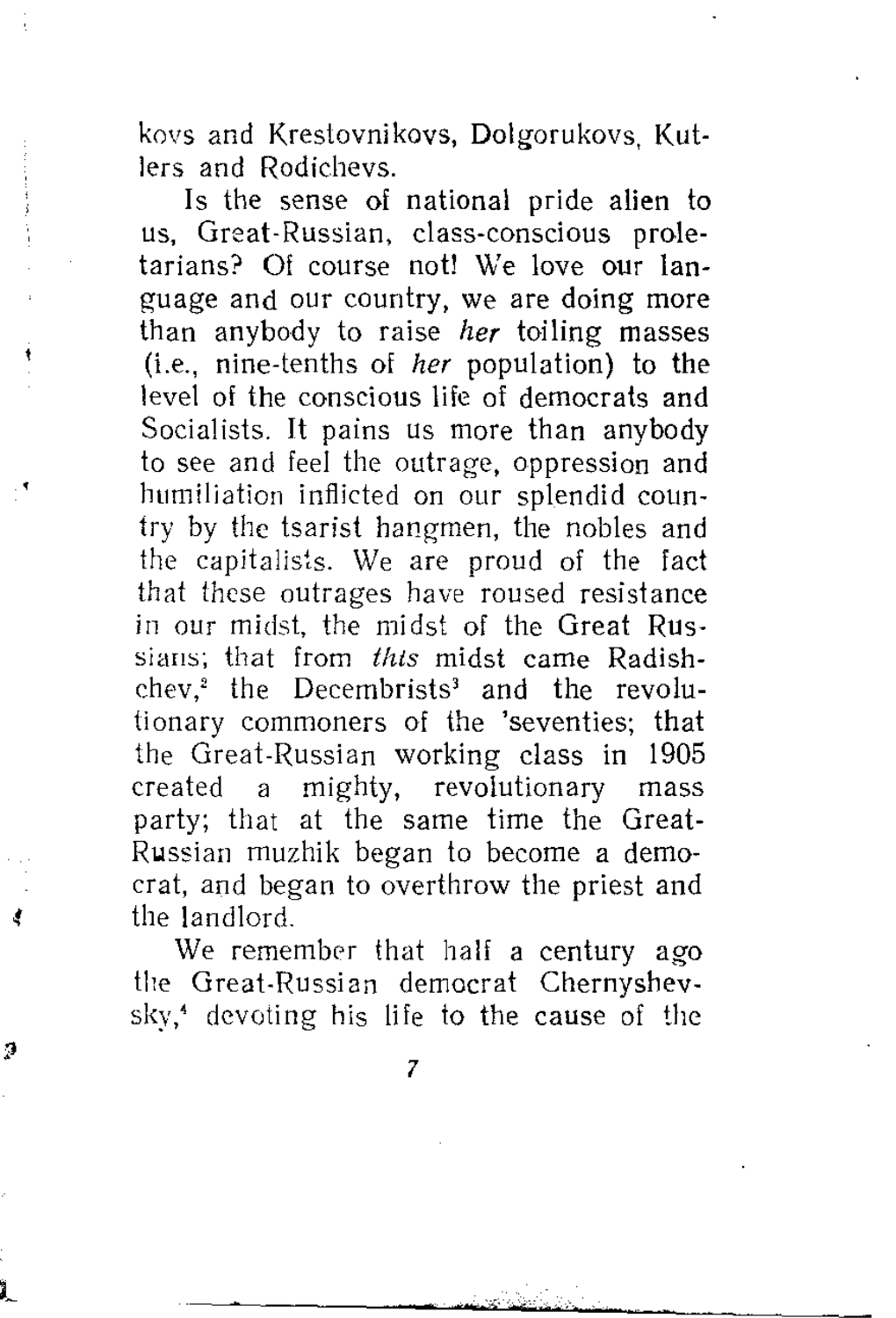kovs and Krestovnikovs, Dolgorukovs, Kutlers and Rodichevs.

Is the sense of national pride alien to us, Great-Russian, class-conscious proletarians? Of course not! We love our language and our country, we are doing more than anybody to raise *her* toiling masses (i.e., nine-tenths of *her* population) to the level of the conscious life of democrats and Socialists. It pains us more than anybody to see and feel the outrage, oppression and humiliation inflicted on our splendid country by the tsarist hangmen, the nobles and the capitalists. We are proud of the fact that these outrages have roused resistance in our midst, the midst of the Great Russians; that from *this* midst came Radishchev,[2] the Decembrists[3] and the revolutionary commoners of the 'seventies; that the Great-Russian working class in 1905 created a mighty, revolutionary mass party; that at the same time the Great-Russian muzhik began to become a democrat, and began to overthrow the priest and the landlord.

We remember that half a century ago the Great-Russian democrat Chernyshevsky,[4] devoting his life to the cause of the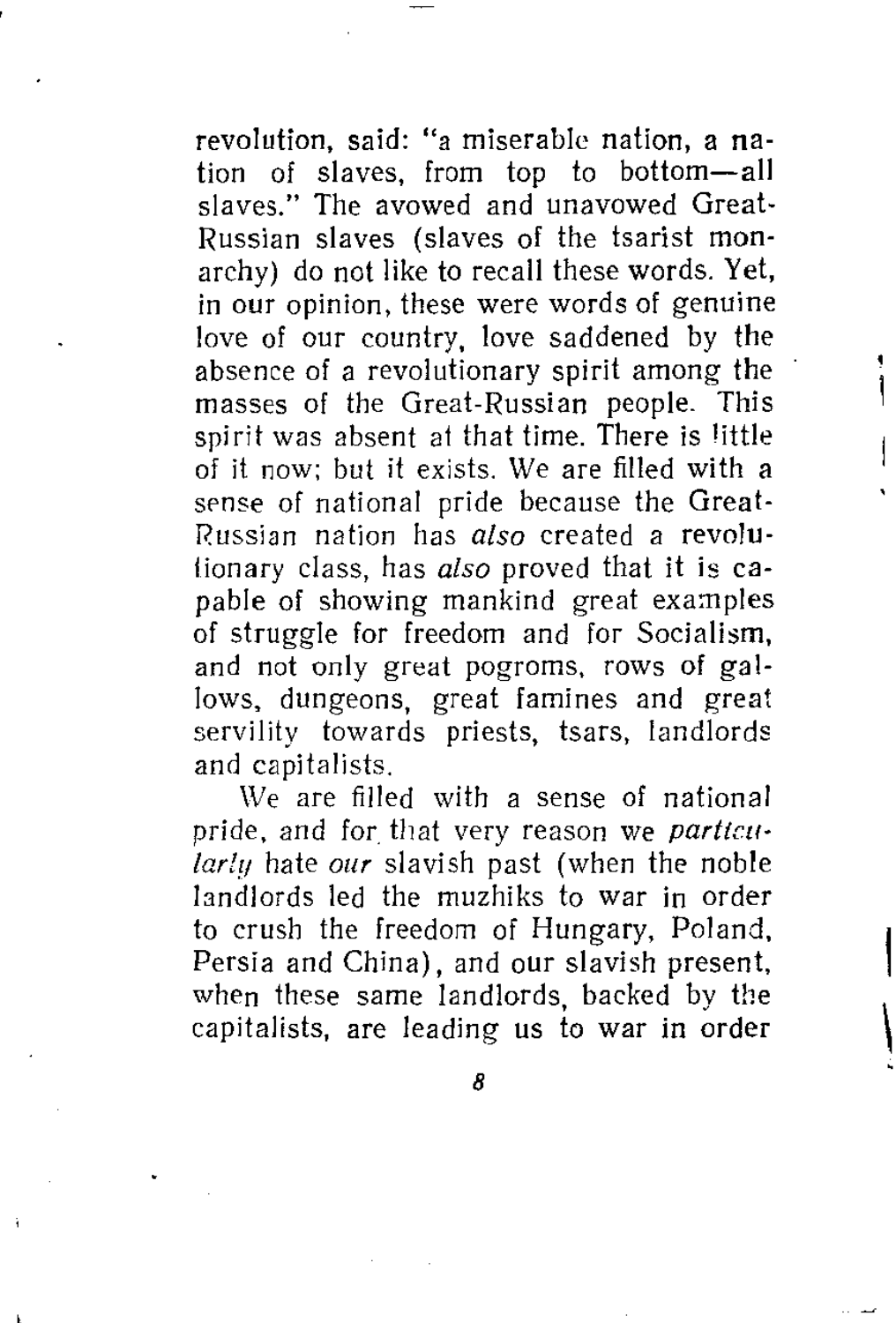revolution, said: "a miserable nation, a nation of slaves, from top to bottom—all slaves." The avowed and unavowed Great-Russian slaves (slaves of the tsarist monarchy) do not like to recall these words. Yet, in our opinion, these were words of genuine love of our country, love saddened by the absence of a revolutionary spirit among the masses of the Great-Russian people. This spirit was absent at that time. There is little of it now; but it exists. We are filled with a sense of national pride because the Great-Russian nation has *also* created a revolutionary class, has *also* proved that it is capable of showing mankind great examples of struggle for freedom and for Socialism, and not only great pogroms, rows of gallows, dungeons, great famines and great servility towards priests, tsars, landlords and capitalists.

We are filled with a sense of national pride, and for that very reason we *particularly* hate *our* slavish past (when the noble landlords led the muzhiks to war in order to crush the freedom of Hungary, Poland, Persia and China), and our slavish present, when these same landlords, backed by the capitalists, are leading us to war in order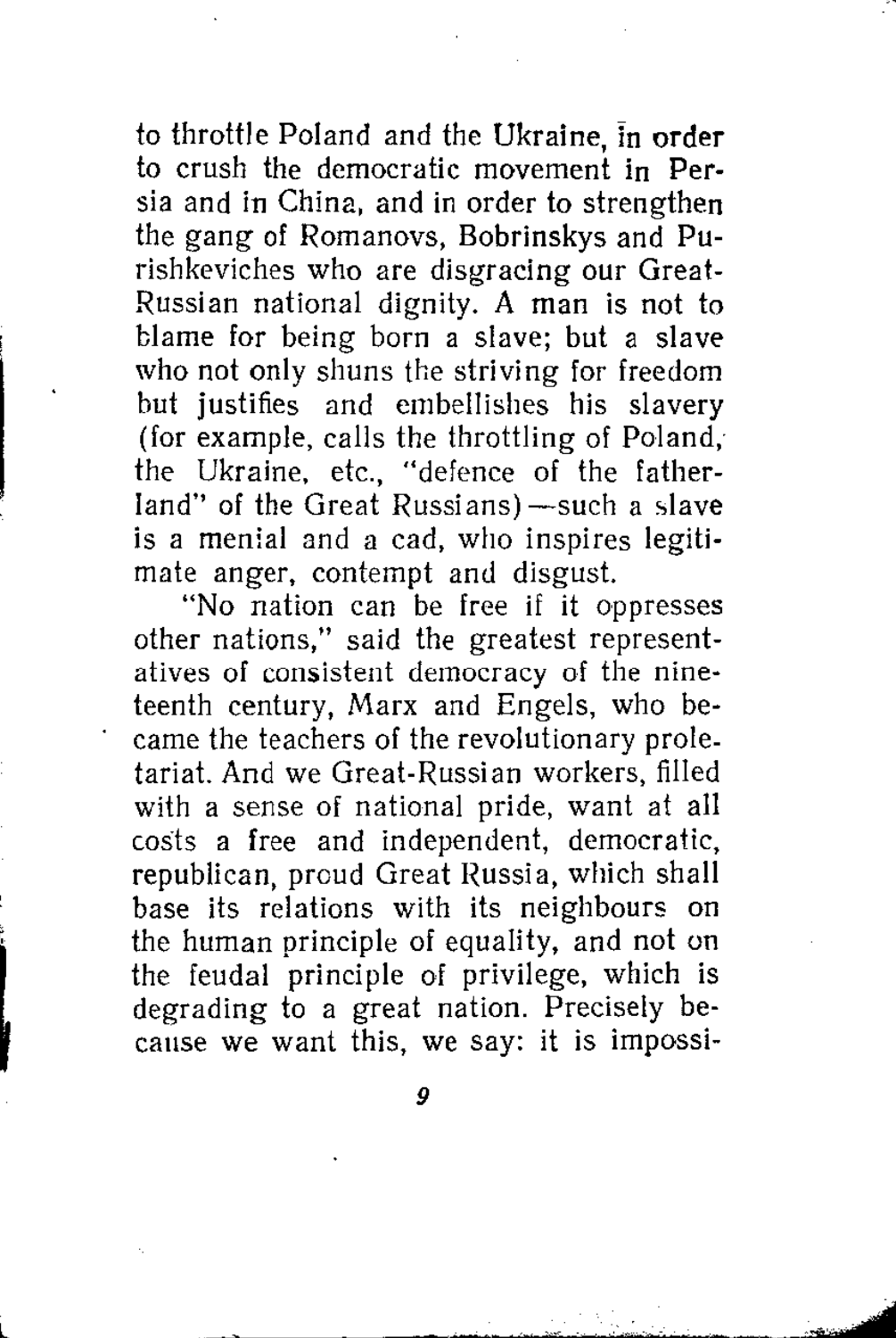to throttle Poland and the Ukraine, in order to crush the democratic movement in Persia and in China, and in order to strengthen the gang of Romanovs, Bobrinskys and Purishkeviches who are disgracing our Great-Russian national dignity. A man is not to blame for being born a slave; but a slave who not only shuns the striving for freedom but justifies and embellishes his slavery (for example, calls the throttling of Poland, the Ukraine, etc., "defence of the fatherland" of the Great Russians)—such a slave is a menial and a cad, who inspires legitimate anger, contempt and disgust.

"No nation can be free if it oppresses other nations," said the greatest representatives of consistent democracy of the nineteenth century, Marx and Engels, who became the teachers of the revolutionary proletariat. And we Great-Russian workers, filled with a sense of national pride, want at all costs a free and independent, democratic, republican, proud Great Russia, which shall base its relations with its neighbours on the human principle of equality, and not on the feudal principle of privilege, which is degrading to a great nation. Precisely because we want this, we say: it is impossi-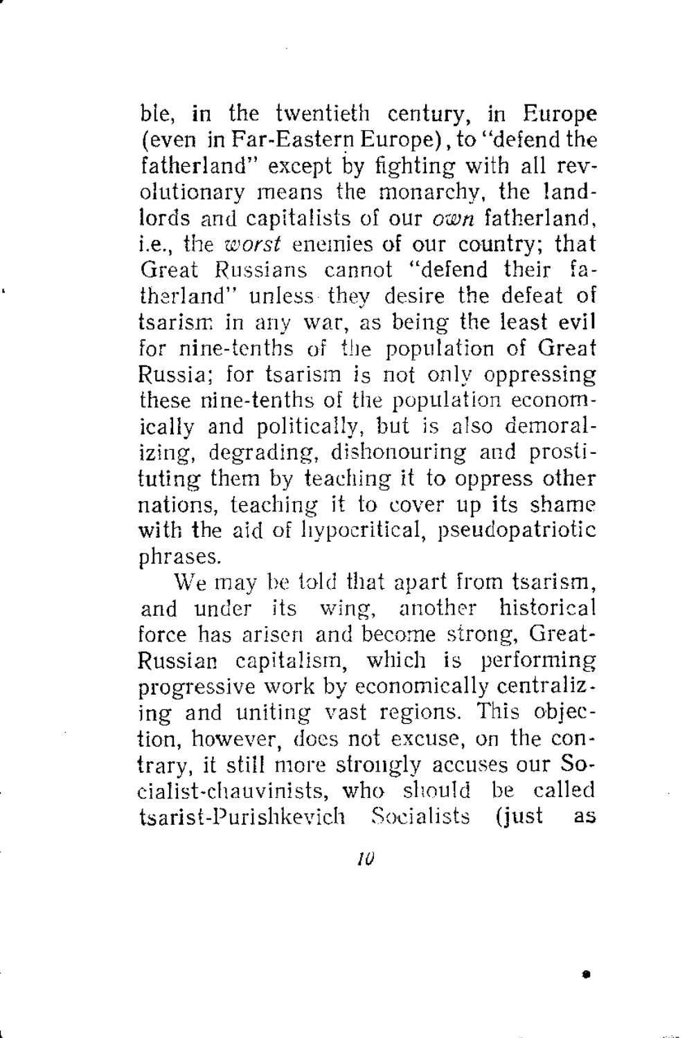ble, in the twentieth century, in Europe (even in Far-Eastern Europe), to "defend the fatherland" except by fighting with all revolutionary means the monarchy, the landlords and capitalists of our *own* fatherland, i.e., the *worst* enemies of our country; that Great Russians cannot "defend their fatherland" unless they desire the defeat of tsarism in any war, as being the least evil for nine-tenths of the population of Great Russia; for tsarism is not only oppressing these nine-tenths of the population economically and politically, but is also demoralizing, degrading, dishonouring and prostituting them by teaching it to oppress other nations, teaching it to cover up its shame with the aid of hypocritical, pseudopatriotic phrases.

We may be told that apart from tsarism, and under its wing, another historical force has arisen and become strong, Great-Russian capitalism, which is performing progressive work by economically centralizing and uniting vast regions. This objection, however, does not excuse, on the contrary, it still more strongly accuses our Socialist-chauvinists, who should be called tsarist-Purishkevich Socialists (just as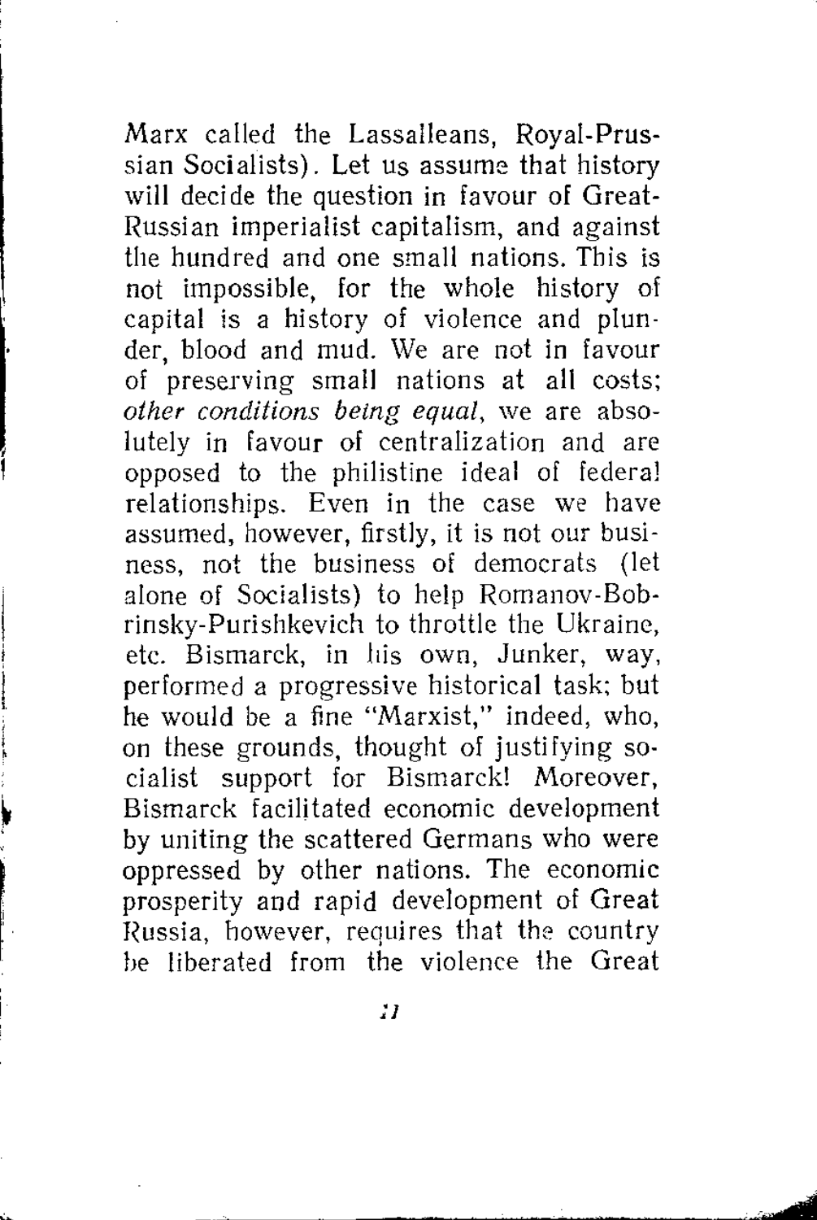Marx called the Lassalleans, Royal-Prussian Socialists). Let us assume that history will decide the question in favour of Great-Russian imperialist capitalism, and against the hundred and one small nations. This is not impossible, for the whole history of capital is a history of violence and plunder, blood and mud. We are not in favour of preserving small nations at all costs; *other conditions being equal*, we are absolutely in favour of centralization and are opposed to the philistine ideal of federal relationships. Even in the case we have assumed, however, firstly, it is not our business, not the business of democrats (let alone of Socialists) to help Romanov-Bobrinsky-Purishkevich to throttle the Ukraine, etc. Bismarck, in his own, Junker, way, performed a progressive historical task; but he would be a fine "Marxist," indeed, who, on these grounds, thought of justifying socialist support for Bismarck! Moreover, Bismarck facilitated economic development by uniting the scattered Germans who were oppressed by other nations. The economic prosperity and rapid development of Great Russia, however, requires that the country be liberated from the violence the Great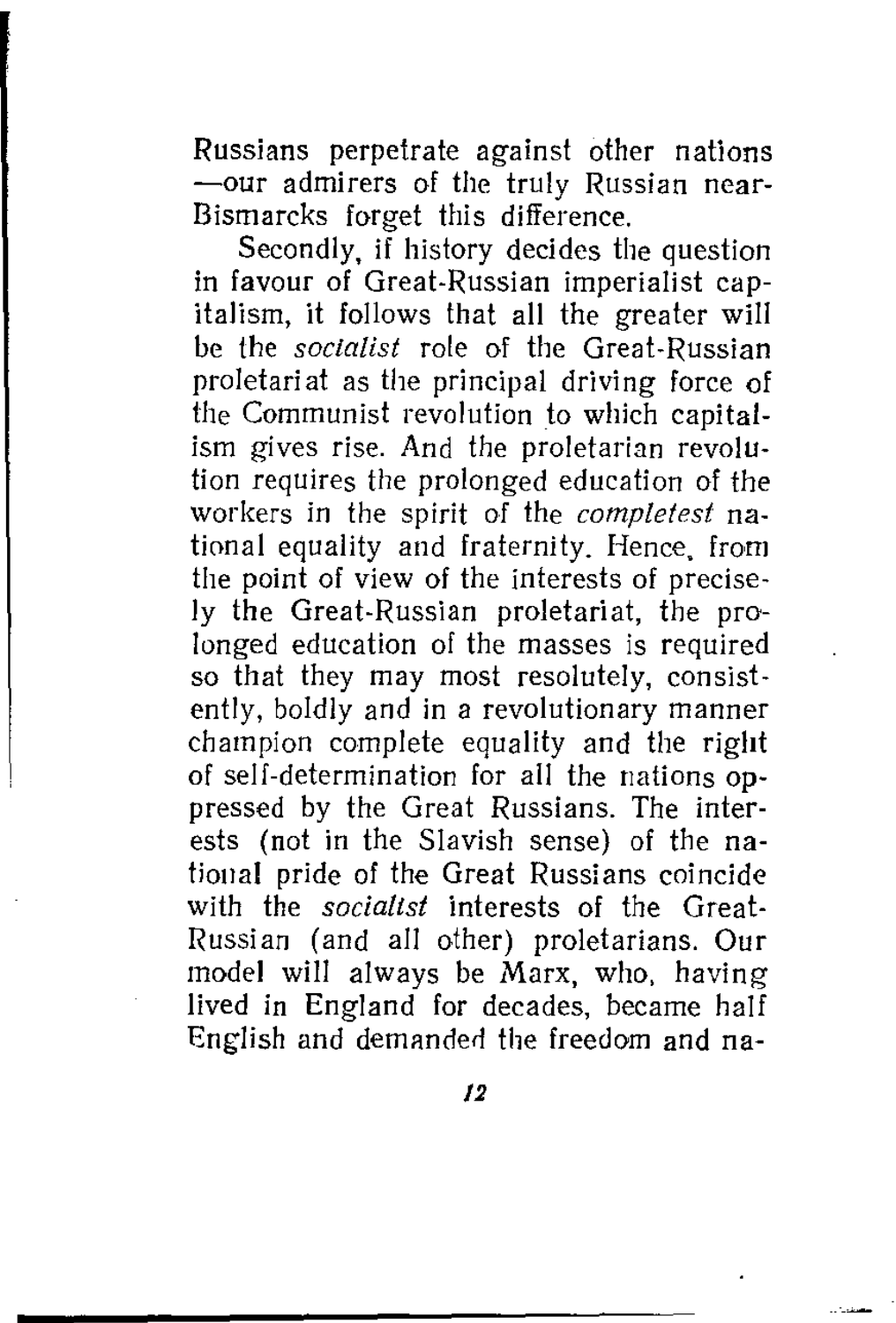Russians perpetrate against other nations —our admirers of the truly Russian near-Bismarcks forget this difference.

Secondly, if history decides the question in favour of Great-Russian imperialist capitalism, it follows that all the greater will be the *socialist* role of the Great-Russian proletariat as the principal driving force of the Communist revolution to which capitalism gives rise. And the proletarian revolution requires the prolonged education of the workers in the spirit of the *completest* national equality and fraternity. Hence, from the point of view of the interests of precisely the Great-Russian proletariat, the prolonged education of the masses is required so that they may most resolutely, consistently, boldly and in a revolutionary manner champion complete equality and the right of self-determination for all the nations oppressed by the Great Russians. The interests (not in the Slavish sense) of the national pride of the Great Russians coincide with the *socialist* interests of the Great-Russian (and all other) proletarians. Our model will always be Marx, who, having lived in England for decades, became half English and demanded the freedom and na-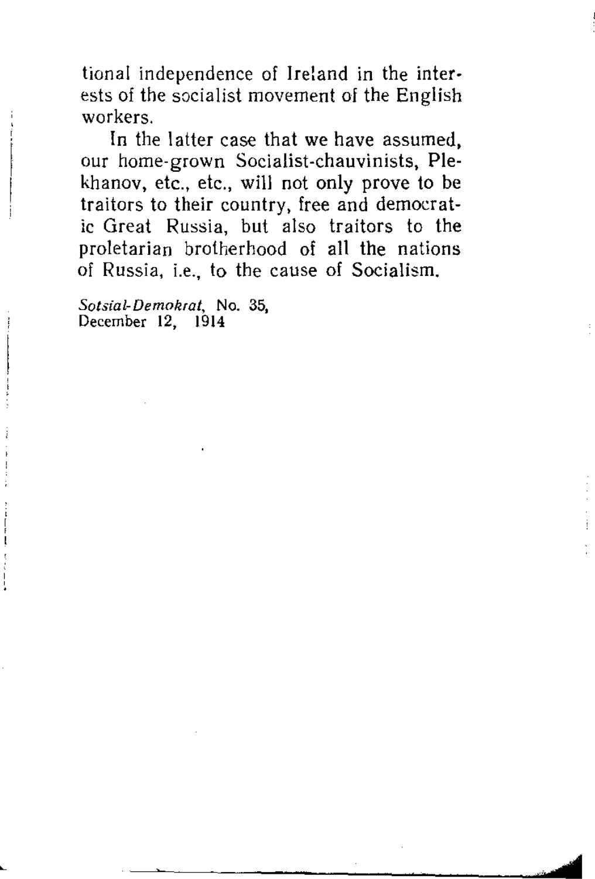tional independence of Ireland in the interests of the socialist movement of the English workers.

In the latter case that we have assumed, our home-grown Socialist-chauvinists, Plekhanov, etc., etc., will not only prove to be traitors to their country, free and democratic Great Russia, but also traitors to the proletarian brotherhood of all the nations of Russia, i.e., to the cause of Socialism.

*Sotsial-Demokrat*, No. 35,
December 12, 1914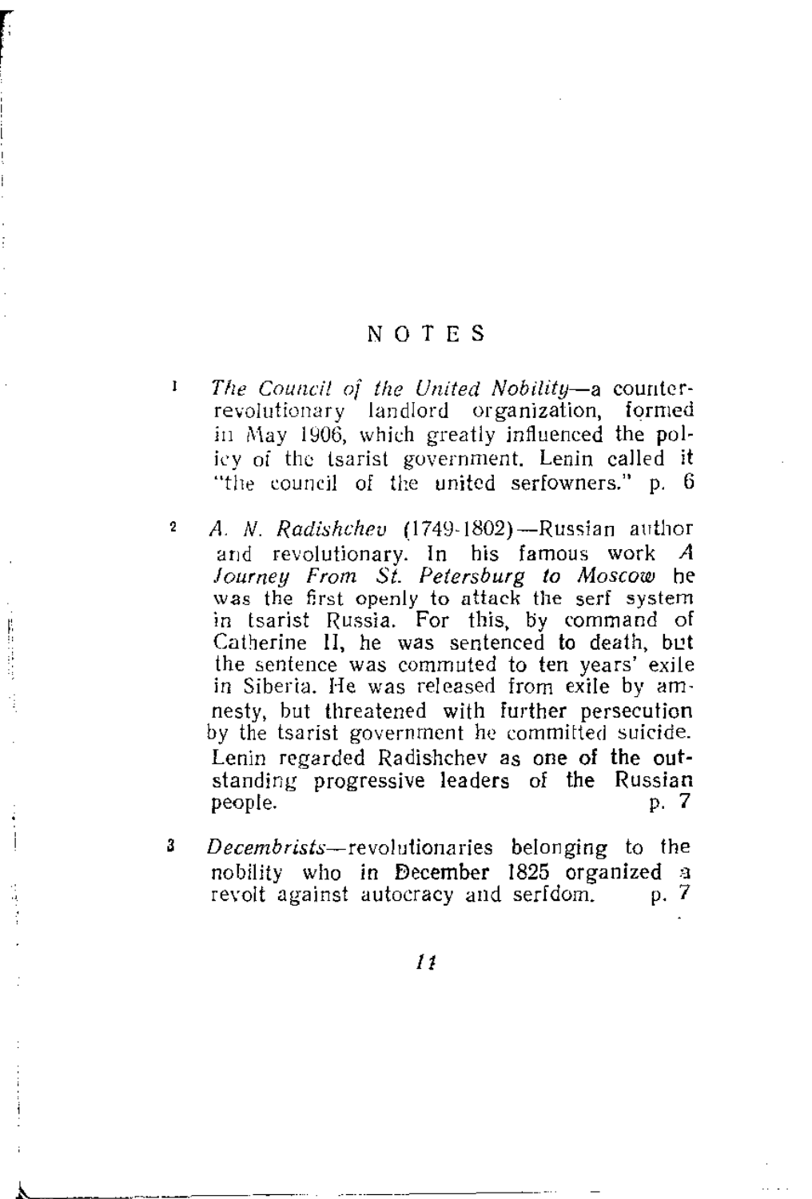# NOTES

1 *The Council of the United Nobility*—a counter-revolutionary landlord organization, formed in May 1906, which greatly influenced the policy of the tsarist government. Lenin called it "the council of the united serfowners." p. 6

2 *A. N. Radishchev* (1749-1802)—Russian author and revolutionary. In his famous work *A Journey From St. Petersburg to Moscow* he was the first openly to attack the serf system in tsarist Russia. For this, by command of Catherine II, he was sentenced to death, but the sentence was commuted to ten years' exile in Siberia. He was released from exile by amnesty, but threatened with further persecution by the tsarist government he committed suicide. Lenin regarded Radishchev as one of the outstanding progressive leaders of the Russian people. p. 7

3 *Decembrists*—revolutionaries belonging to the nobility who in December 1825 organized a revolt against autocracy and serfdom. p. 7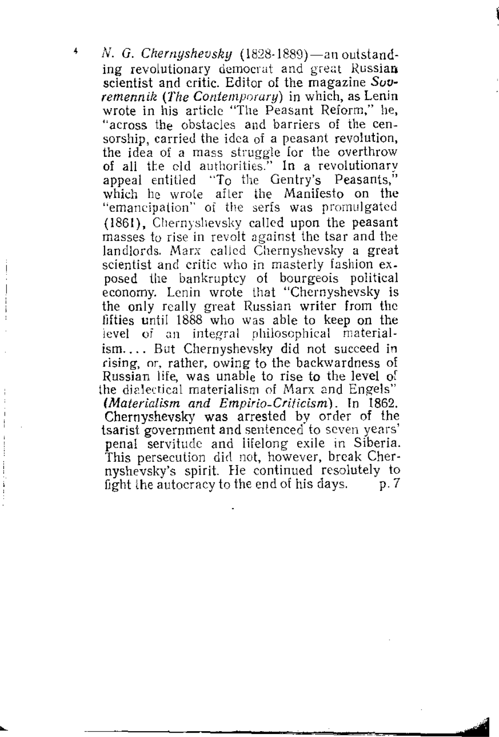4 *N. G. Chernyshevsky* (1828-1889)—an outstanding revolutionary democrat and great Russian scientist and critic. Editor of the magazine *Sovremennik* (*The Contemporary*) in which, as Lenin wrote in his article "The Peasant Reform," he, "across the obstacles and barriers of the censorship, carried the idea of a peasant revolution, the idea of a mass struggle for the overthrow of all the old authorities." In a revolutionary appeal entitled "To the Gentry's Peasants," which he wrote after the Manifesto on the "emancipation" of the serfs was promulgated (1861), Chernyshevsky called upon the peasant masses to rise in revolt against the tsar and the landlords. Marx called Chernyshevsky a great scientist and critic who in masterly fashion exposed the bankruptcy of bourgeois political economy. Lenin wrote that "Chernyshevsky is the only really great Russian writer from the fifties until 1888 who was able to keep on the level of an integral philosophical materialism.... But Chernyshevsky did not succeed in rising, or, rather, owing to the backwardness of Russian life, was unable to rise to the level of the dialectical materialism of Marx and Engels" (*Materialism and Empirio-Criticism*). In 1862. Chernyshevsky was arrested by order of the tsarist government and sentenced to seven years' penal servitude and lifelong exile in Siberia. This persecution did not, however, break Chernyshevsky's spirit. He continued resolutely to fight the autocracy to the end of his days. p. 7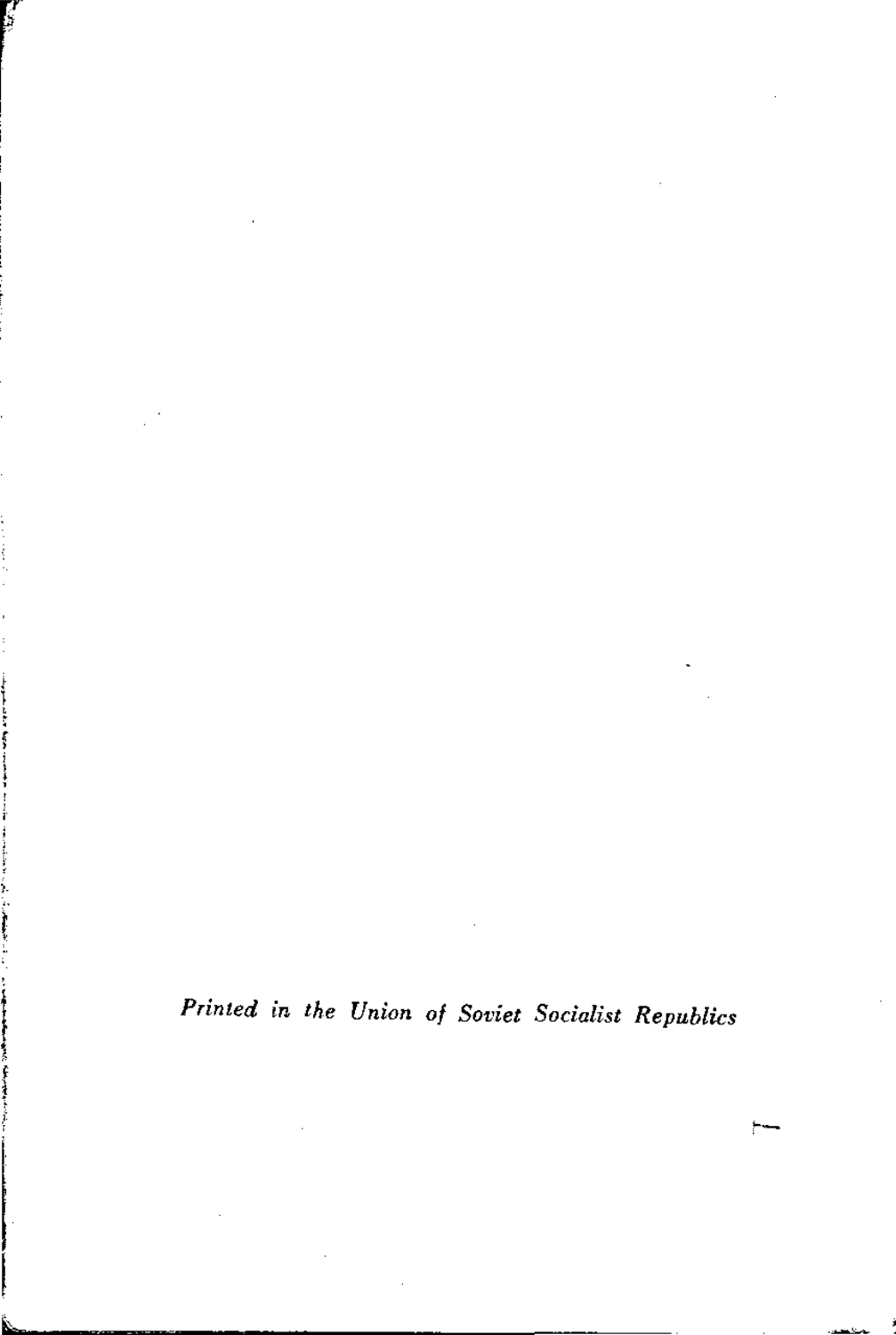*Printed in the Union of Soviet Socialist Republics*